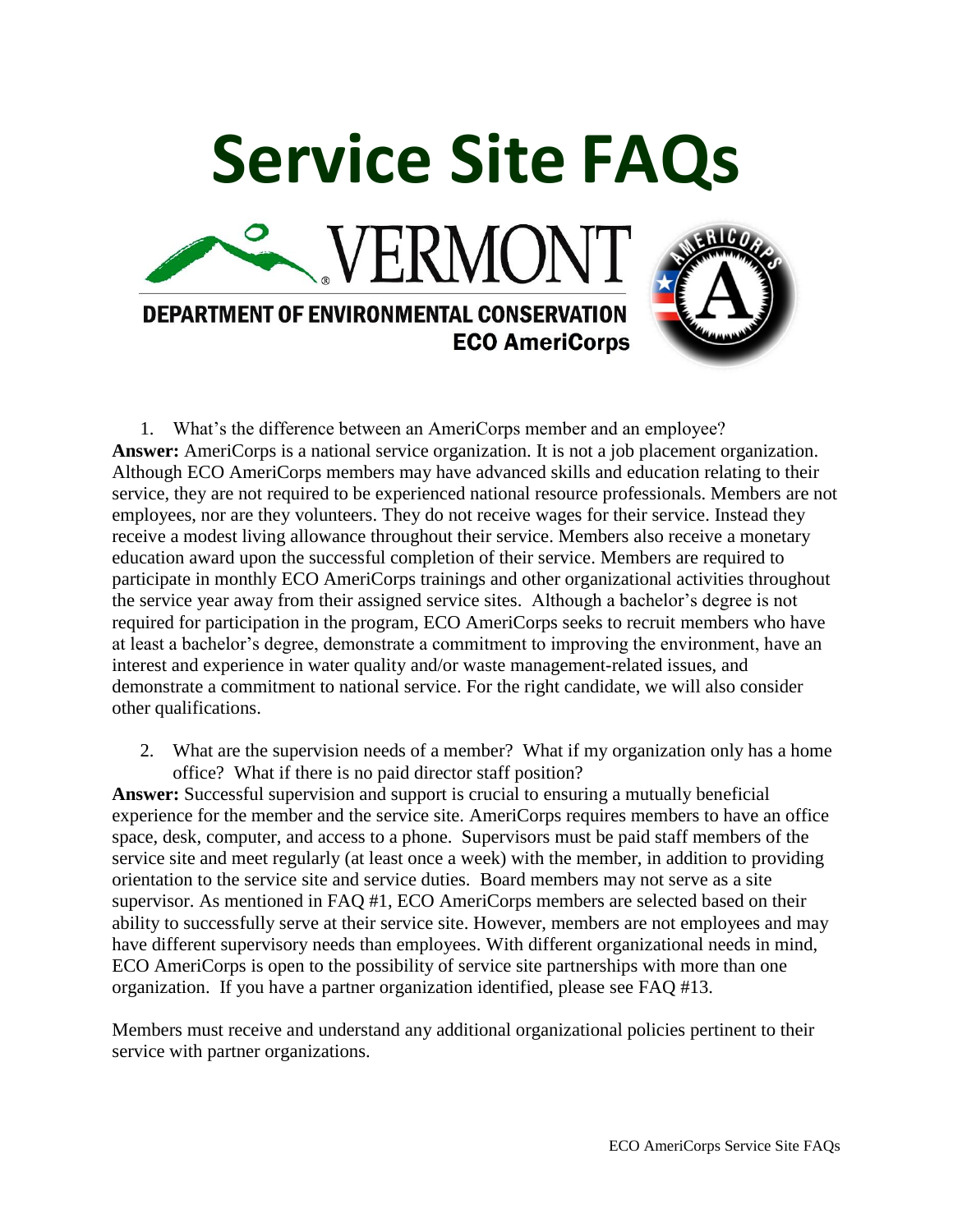# Service Site FAQs

VERMONT

DEPARTMENT OF ENVIRONMENTAL CONSERVATION

**ECO AmeriCorps**

1. What's the difference between an AmeriCorps member and an employee?

**Answer:** AmeriCorps is a national service organization. It is not a job placement organization. Although ECO AmeriCorps members may have advanced skills and education relating to their service, they are not required to be experienced national resource professionals. Members are not employees, nor are they volunteers. They do not receive wages for their service. Instead they receive a modest living allowance throughout their service. Members also receive a monetary education award upon the successful completion of their service. Members are required to participate in monthly ECO AmeriCorps trainings and other organizational activities throughout the service year away from their assigned service sites. Although a bachelor's degree is not required for participation in the program, ECO AmeriCorps seeks to recruit members who have at least a bachelor's degree, demonstrate a commitment to improving the environment, have an interest and experience in water quality and/or waste management-related issues, and demonstrate a commitment to national service. For the right candidate, we will also consider other qualifications.

2. What are the supervision needs of a member? What if my organization only has a home office? What if there is no paid director staff position?

**Answer:** Successful supervision and support is crucial to ensuring a mutually beneficial experience for the member and the service site. AmeriCorps requires members to have an office space, desk, computer, and access to a phone. Supervisors must be paid staff members of the service site and meet regularly (at least once a week) with the member, in addition to providing orientation to the service site and service duties. Board members may not serve as a site supervisor. As mentioned in FAQ #1, ECO AmeriCorps members are selected based on their ability to successfully serve at their service site. However, members are not employees and may have different supervisory needs than employees. With different organizational needs in mind, ECO AmeriCorps is open to the possibility of service site partnerships with more than one organization. If you have a partner organization identified, please see FAQ #13.

Members must receive and understand any additional organizational policies pertinent to their service with partner organizations.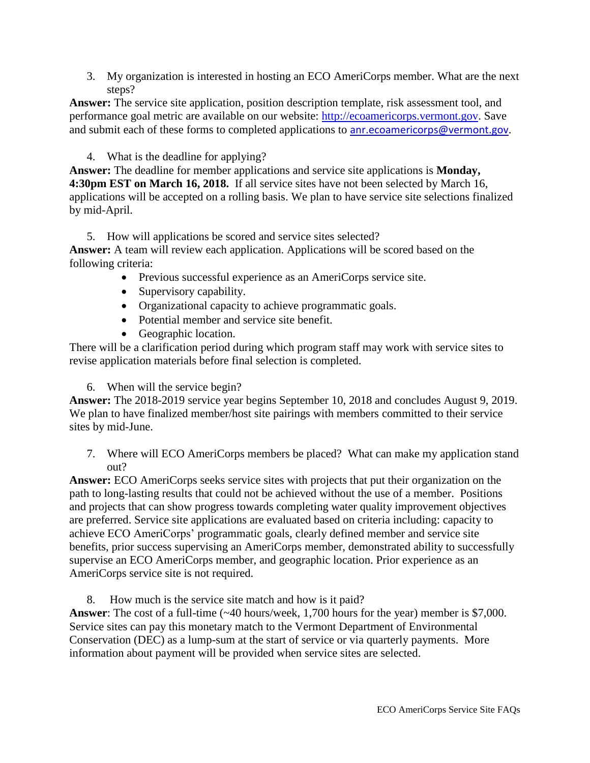3. My organization is interested in hosting an ECO AmeriCorps member. What are the next steps?

**Answer:** The service site application, position description template, risk assessment tool, and performance goal metric are available on our website: http://ecoamericorps.vermont.gov. Save and submit each of these forms to completed applications to anr.ecoamericorps@vermont.gov.

4. What is the deadline for applying?

**Answer:** The deadline for member applications and service site applications is **Monday, 4:30pm EST on March 16, 2018.** If all service sites have not been selected by March 16, applications will be accepted on a rolling basis. We plan to have service site selections finalized by mid-April.

5. How will applications be scored and service sites selected?

**Answer:** A team will review each application. Applications will be scored based on the following criteria:

- Previous successful experience as an AmeriCorps service site.
- Supervisory capability.
- Organizational capacity to achieve programmatic goals.
- Potential member and service site benefit.
- Geographic location.

There will be a clarification period during which program staff may work with service sites to revise application materials before final selection is completed.

6. When will the service begin?

**Answer:** The 2018-2019 service year begins September 10, 2018 and concludes August 9, 2019. We plan to have finalized member/host site pairings with members committed to their service sites by mid-June.

7. Where will ECO AmeriCorps members be placed? What can make my application stand out?

**Answer:** ECO AmeriCorps seeks service sites with projects that put their organization on the path to long-lasting results that could not be achieved without the use of a member. Positions and projects that can show progress towards completing water quality improvement objectives are preferred. Service site applications are evaluated based on criteria including: capacity to achieve ECO AmeriCorps' programmatic goals, clearly defined member and service site benefits, prior success supervising an AmeriCorps member, demonstrated ability to successfully supervise an ECO AmeriCorps member, and geographic location. Prior experience as an AmeriCorps service site is not required.

8. How much is the service site match and how is it paid?

**Answer**: The cost of a full-time (~40 hours/week, 1,700 hours for the year) member is $7,000. Service sites can pay this monetary match to the Vermont Department of Environmental Conservation (DEC) as a lump-sum at the start of service or via quarterly payments. More information about payment will be provided when service sites are selected.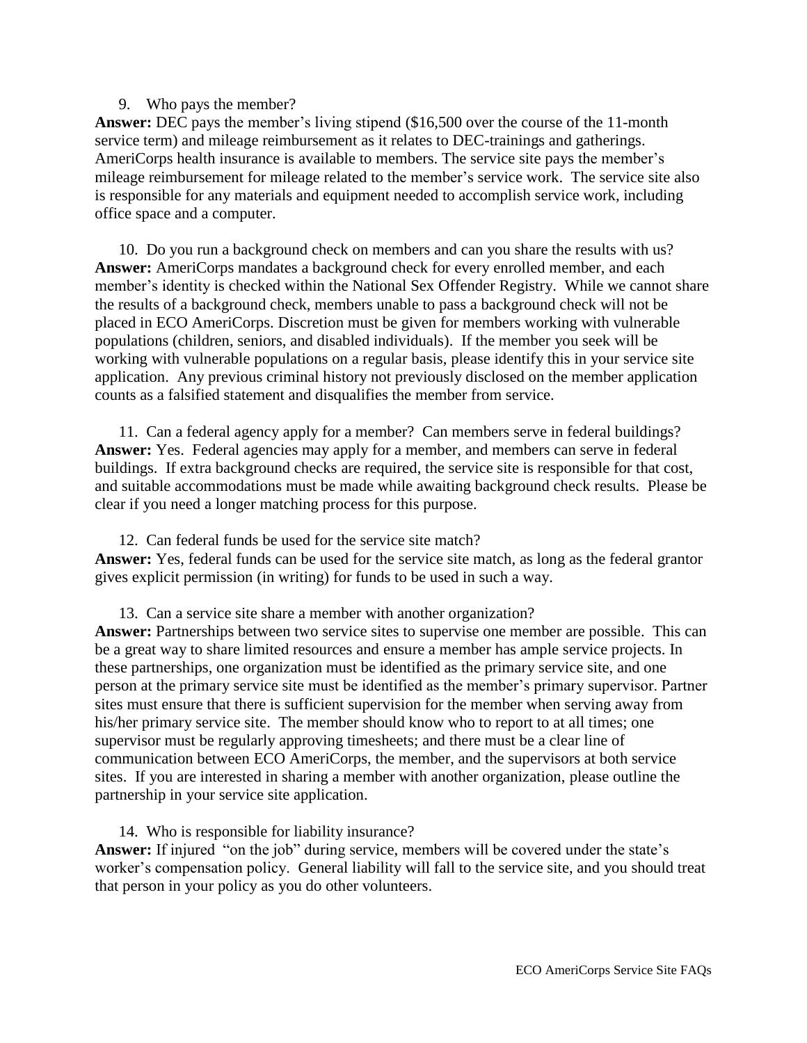9. Who pays the member?

**Answer:** DEC pays the member's living stipend ($16,500 over the course of the 11-month service term) and mileage reimbursement as it relates to DEC-trainings and gatherings. AmeriCorps health insurance is available to members. The service site pays the member's mileage reimbursement for mileage related to the member's service work. The service site also is responsible for any materials and equipment needed to accomplish service work, including office space and a computer.

10. Do you run a background check on members and can you share the results with us?

**Answer:** AmeriCorps mandates a background check for every enrolled member, and each member's identity is checked within the National Sex Offender Registry. While we cannot share the results of a background check, members unable to pass a background check will not be placed in ECO AmeriCorps. Discretion must be given for members working with vulnerable populations (children, seniors, and disabled individuals). If the member you seek will be working with vulnerable populations on a regular basis, please identify this in your service site application. Any previous criminal history not previously disclosed on the member application counts as a falsified statement and disqualifies the member from service.

11. Can a federal agency apply for a member? Can members serve in federal buildings?

**Answer:** Yes. Federal agencies may apply for a member, and members can serve in federal buildings. If extra background checks are required, the service site is responsible for that cost, and suitable accommodations must be made while awaiting background check results. Please be clear if you need a longer matching process for this purpose.

12. Can federal funds be used for the service site match?

**Answer:** Yes, federal funds can be used for the service site match, as long as the federal grantor gives explicit permission (in writing) for funds to be used in such a way.

13. Can a service site share a member with another organization?

**Answer:** Partnerships between two service sites to supervise one member are possible. This can be a great way to share limited resources and ensure a member has ample service projects. In these partnerships, one organization must be identified as the primary service site, and one person at the primary service site must be identified as the member's primary supervisor. Partner sites must ensure that there is sufficient supervision for the member when serving away from his/her primary service site. The member should know who to report to at all times; one supervisor must be regularly approving timesheets; and there must be a clear line of communication between ECO AmeriCorps, the member, and the supervisors at both service sites. If you are interested in sharing a member with another organization, please outline the partnership in your service site application.

14. Who is responsible for liability insurance?

**Answer:** If injured "on the job" during service, members will be covered under the state's worker's compensation policy. General liability will fall to the service site, and you should treat that person in your policy as you do other volunteers.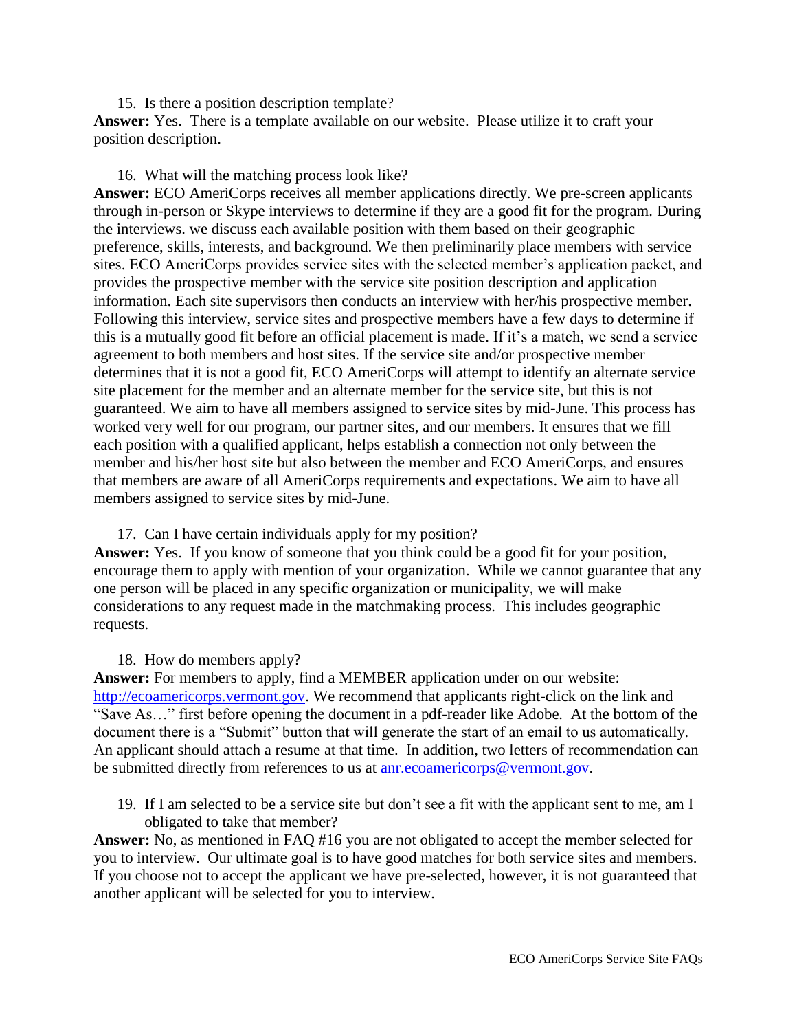15. Is there a position description template?

**Answer:** Yes. There is a template available on our website. Please utilize it to craft your position description.

16. What will the matching process look like?

**Answer:** ECO AmeriCorps receives all member applications directly. We pre-screen applicants through in-person or Skype interviews to determine if they are a good fit for the program. During the interviews. we discuss each available position with them based on their geographic preference, skills, interests, and background. We then preliminarily place members with service sites. ECO AmeriCorps provides service sites with the selected member's application packet, and provides the prospective member with the service site position description and application information. Each site supervisors then conducts an interview with her/his prospective member. Following this interview, service sites and prospective members have a few days to determine if this is a mutually good fit before an official placement is made. If it's a match, we send a service agreement to both members and host sites. If the service site and/or prospective member determines that it is not a good fit, ECO AmeriCorps will attempt to identify an alternate service site placement for the member and an alternate member for the service site, but this is not guaranteed. We aim to have all members assigned to service sites by mid-June. This process has worked very well for our program, our partner sites, and our members. It ensures that we fill each position with a qualified applicant, helps establish a connection not only between the member and his/her host site but also between the member and ECO AmeriCorps, and ensures that members are aware of all AmeriCorps requirements and expectations. We aim to have all members assigned to service sites by mid-June.

17. Can I have certain individuals apply for my position?

**Answer:** Yes. If you know of someone that you think could be a good fit for your position, encourage them to apply with mention of your organization. While we cannot guarantee that any one person will be placed in any specific organization or municipality, we will make considerations to any request made in the matchmaking process. This includes geographic requests.

18. How do members apply?

**Answer:** For members to apply, find a MEMBER application under on our website: http://ecoamericorps.vermont.gov. We recommend that applicants right-click on the link and "Save As…" first before opening the document in a pdf-reader like Adobe. At the bottom of the document there is a "Submit" button that will generate the start of an email to us automatically. An applicant should attach a resume at that time. In addition, two letters of recommendation can be submitted directly from references to us at anr.ecoamericorps@vermont.gov.

19. If I am selected to be a service site but don't see a fit with the applicant sent to me, am I obligated to take that member?

**Answer:** No, as mentioned in FAQ #16 you are not obligated to accept the member selected for you to interview. Our ultimate goal is to have good matches for both service sites and members. If you choose not to accept the applicant we have pre-selected, however, it is not guaranteed that another applicant will be selected for you to interview.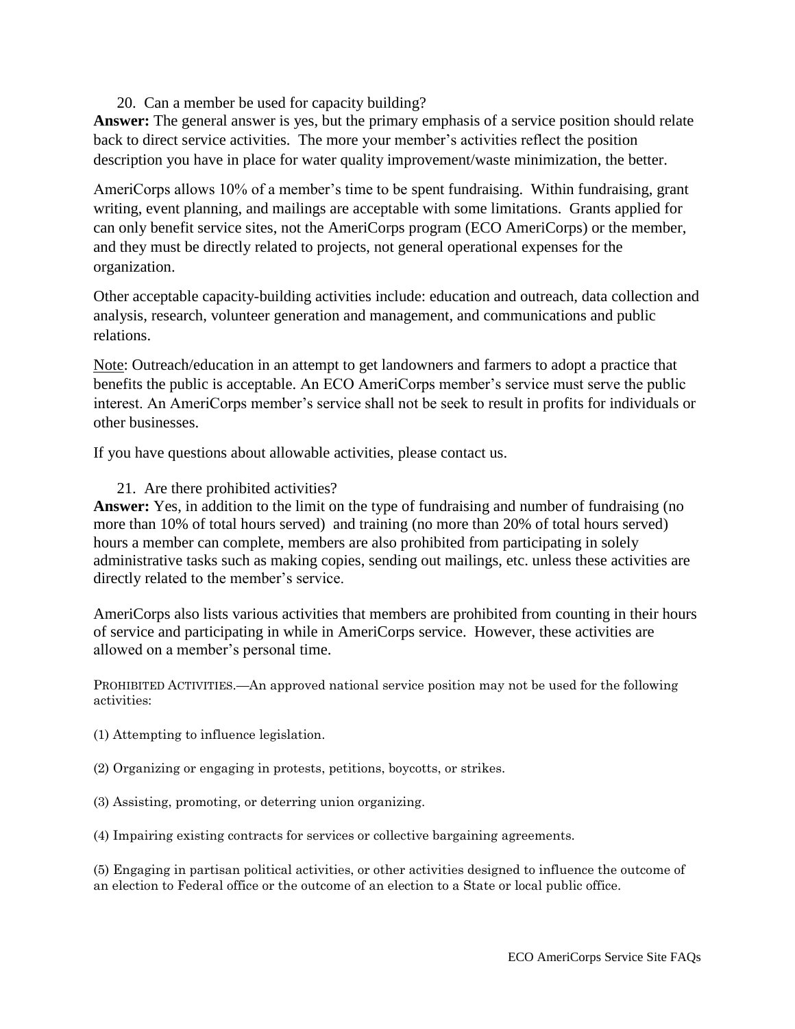20. Can a member be used for capacity building?

**Answer:** The general answer is yes, but the primary emphasis of a service position should relate back to direct service activities. The more your member's activities reflect the position description you have in place for water quality improvement/waste minimization, the better.

AmeriCorps allows 10% of a member's time to be spent fundraising. Within fundraising, grant writing, event planning, and mailings are acceptable with some limitations. Grants applied for can only benefit service sites, not the AmeriCorps program (ECO AmeriCorps) or the member, and they must be directly related to projects, not general operational expenses for the organization.

Other acceptable capacity-building activities include: education and outreach, data collection and analysis, research, volunteer generation and management, and communications and public relations.

Note: Outreach/education in an attempt to get landowners and farmers to adopt a practice that benefits the public is acceptable. An ECO AmeriCorps member's service must serve the public interest. An AmeriCorps member's service shall not be seek to result in profits for individuals or other businesses.

If you have questions about allowable activities, please contact us.

21. Are there prohibited activities?

**Answer:** Yes, in addition to the limit on the type of fundraising and number of fundraising (no more than 10% of total hours served) and training (no more than 20% of total hours served) hours a member can complete, members are also prohibited from participating in solely administrative tasks such as making copies, sending out mailings, etc. unless these activities are directly related to the member's service.

AmeriCorps also lists various activities that members are prohibited from counting in their hours of service and participating in while in AmeriCorps service. However, these activities are allowed on a member's personal time.

PROHIBITED ACTIVITIES.—An approved national service position may not be used for the following activities:

(1) Attempting to influence legislation.

(2) Organizing or engaging in protests, petitions, boycotts, or strikes.

(3) Assisting, promoting, or deterring union organizing.

(4) Impairing existing contracts for services or collective bargaining agreements.

(5) Engaging in partisan political activities, or other activities designed to influence the outcome of an election to Federal office or the outcome of an election to a State or local public office.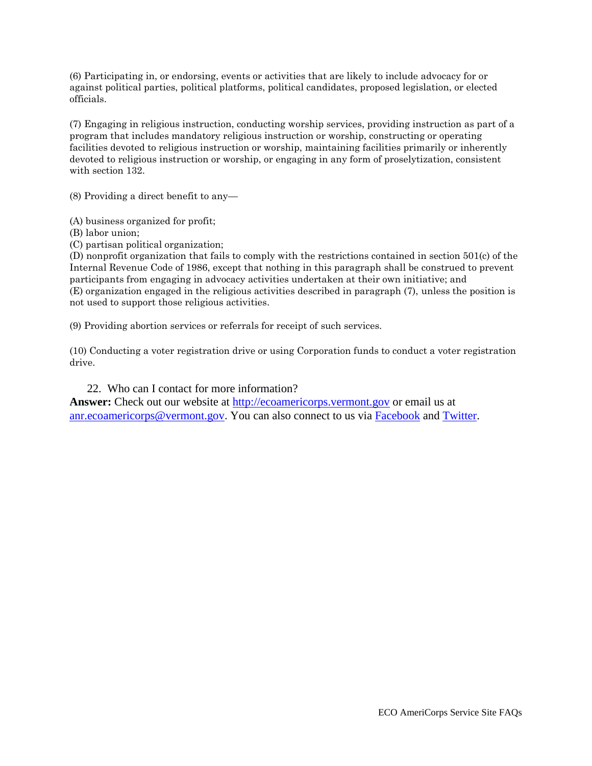(6) Participating in, or endorsing, events or activities that are likely to include advocacy for or against political parties, political platforms, political candidates, proposed legislation, or elected officials.

(7) Engaging in religious instruction, conducting worship services, providing instruction as part of a program that includes mandatory religious instruction or worship, constructing or operating facilities devoted to religious instruction or worship, maintaining facilities primarily or inherently devoted to religious instruction or worship, or engaging in any form of proselytization, consistent with section 132.

(8) Providing a direct benefit to any—

(A) business organized for profit;
(B) labor union;
(C) partisan political organization;
(D) nonprofit organization that fails to comply with the restrictions contained in section 501(c) of the Internal Revenue Code of 1986, except that nothing in this paragraph shall be construed to prevent participants from engaging in advocacy activities undertaken at their own initiative; and
(E) organization engaged in the religious activities described in paragraph (7), unless the position is not used to support those religious activities.

(9) Providing abortion services or referrals for receipt of such services.

(10) Conducting a voter registration drive or using Corporation funds to conduct a voter registration drive.

22. Who can I contact for more information?

**Answer:** Check out our website at [http://ecoamericorps.vermont.gov](http://ecoamericorps.vermont.gov) or email us at [anr.ecoamericorps@vermont.gov](mailto:anr.ecoamericorps@vermont.gov). You can also connect to us via Facebook and Twitter.